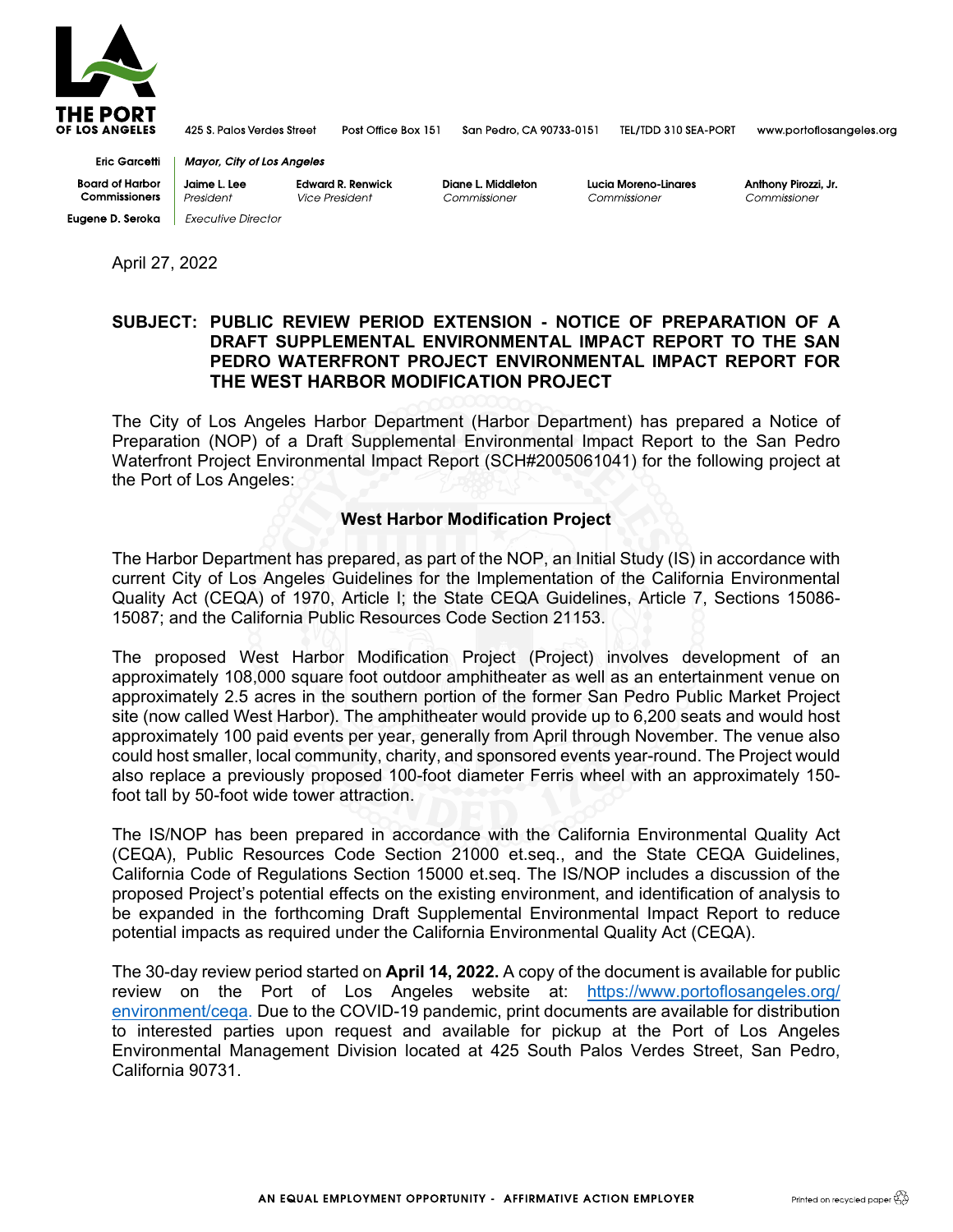**THE PORT OF LOS ANGELES**

425 S. Palos Verdes Street | Post Office Box 151 | San Pedro, CA 90733-0151 | TEL/TDD 310 SEA-PORT | www.portoflosangeles.org

| | | | | | |
|---|---|---|---|---|---|
| **Eric Garcetti** | ***Mayor, City of Los Angeles*** | | | | |
| **Board of Harbor Commissioners** | **Jaime L. Lee** *President* | **Edward R. Renwick** *Vice President* | **Diane L. Middleton** *Commissioner* | **Lucia Moreno-Linares** *Commissioner* | **Anthony Pirozzi, Jr.** *Commissioner* |
| **Eugene D. Seroka** | *Executive Director* | | | | |

April 27, 2022

**SUBJECT: PUBLIC REVIEW PERIOD EXTENSION - NOTICE OF PREPARATION OF A DRAFT SUPPLEMENTAL ENVIRONMENTAL IMPACT REPORT TO THE SAN PEDRO WATERFRONT PROJECT ENVIRONMENTAL IMPACT REPORT FOR THE WEST HARBOR MODIFICATION PROJECT**

The City of Los Angeles Harbor Department (Harbor Department) has prepared a Notice of Preparation (NOP) of a Draft Supplemental Environmental Impact Report to the San Pedro Waterfront Project Environmental Impact Report (SCH#2005061041) for the following project at the Port of Los Angeles:

**West Harbor Modification Project**

The Harbor Department has prepared, as part of the NOP, an Initial Study (IS) in accordance with current City of Los Angeles Guidelines for the Implementation of the California Environmental Quality Act (CEQA) of 1970, Article I; the State CEQA Guidelines, Article 7, Sections 15086-15087; and the California Public Resources Code Section 21153.

The proposed West Harbor Modification Project (Project) involves development of an approximately 108,000 square foot outdoor amphitheater as well as an entertainment venue on approximately 2.5 acres in the southern portion of the former San Pedro Public Market Project site (now called West Harbor). The amphitheater would provide up to 6,200 seats and would host approximately 100 paid events per year, generally from April through November. The venue also could host smaller, local community, charity, and sponsored events year-round. The Project would also replace a previously proposed 100-foot diameter Ferris wheel with an approximately 150-foot tall by 50-foot wide tower attraction.

The IS/NOP has been prepared in accordance with the California Environmental Quality Act (CEQA), Public Resources Code Section 21000 et.seq., and the State CEQA Guidelines, California Code of Regulations Section 15000 et.seq. The IS/NOP includes a discussion of the proposed Project's potential effects on the existing environment, and identification of analysis to be expanded in the forthcoming Draft Supplemental Environmental Impact Report to reduce potential impacts as required under the California Environmental Quality Act (CEQA).

The 30-day review period started on **April 14, 2022.** A copy of the document is available for public review on the Port of Los Angeles website at: [https://www.portoflosangeles.org/environment/ceqa](https://www.portoflosangeles.org/environment/ceqa). Due to the COVID-19 pandemic, print documents are available for distribution to interested parties upon request and available for pickup at the Port of Los Angeles Environmental Management Division located at 425 South Palos Verdes Street, San Pedro, California 90731.

AN EQUAL EMPLOYMENT OPPORTUNITY - AFFIRMATIVE ACTION EMPLOYER

Printed on recycled paper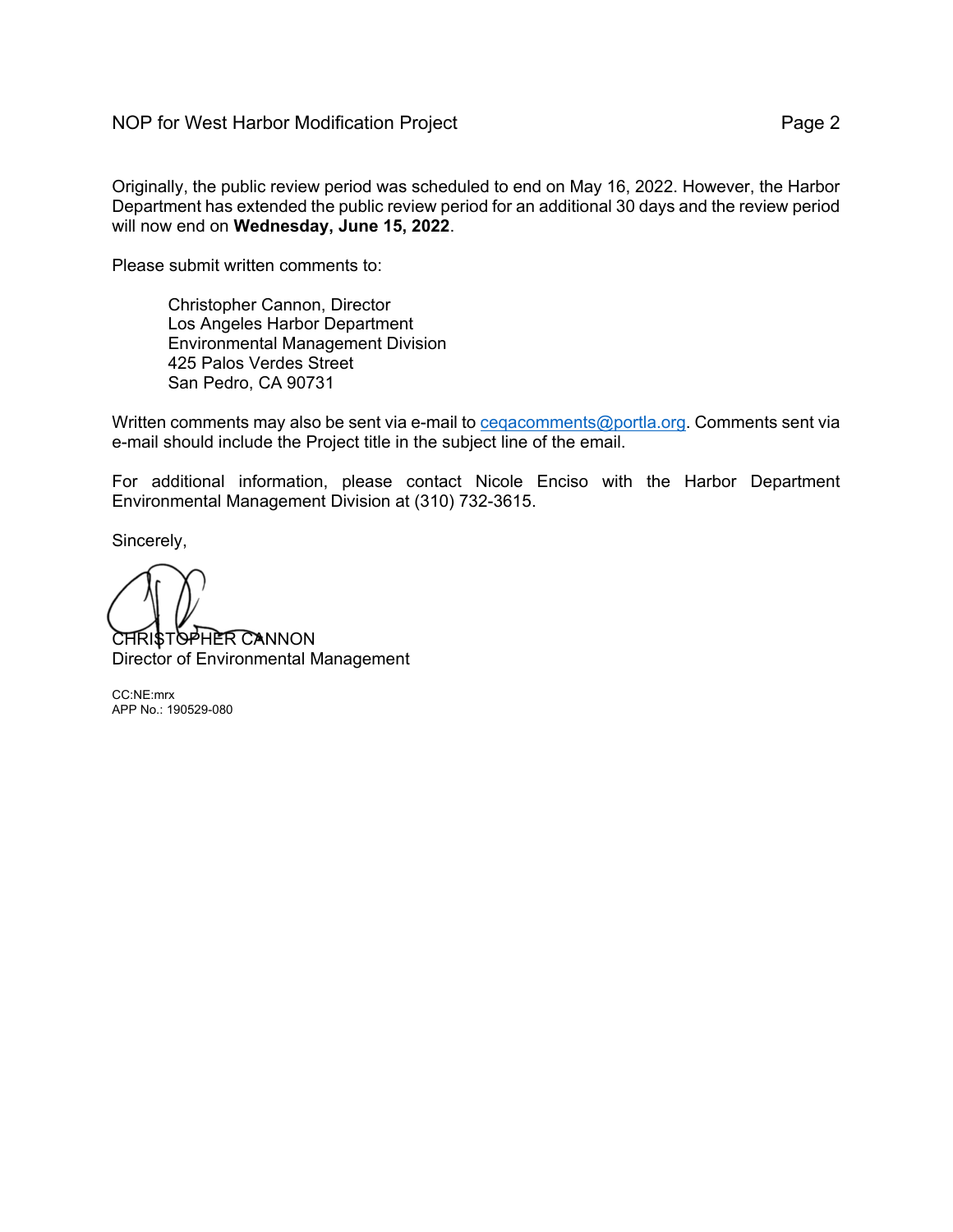Originally, the public review period was scheduled to end on May 16, 2022. However, the Harbor Department has extended the public review period for an additional 30 days and the review period will now end on **Wednesday, June 15, 2022**.

Please submit written comments to:

> Christopher Cannon, Director
> Los Angeles Harbor Department
> Environmental Management Division
> 425 Palos Verdes Street
> San Pedro, CA 90731

Written comments may also be sent via e-mail to ceqacomments@portla.org. Comments sent via e-mail should include the Project title in the subject line of the email.

For additional information, please contact Nicole Enciso with the Harbor Department Environmental Management Division at (310) 732-3615.

Sincerely,

CHRISTOPHER CANNON
Director of Environmental Management

CC:NE:mrx
APP No.: 190529-080